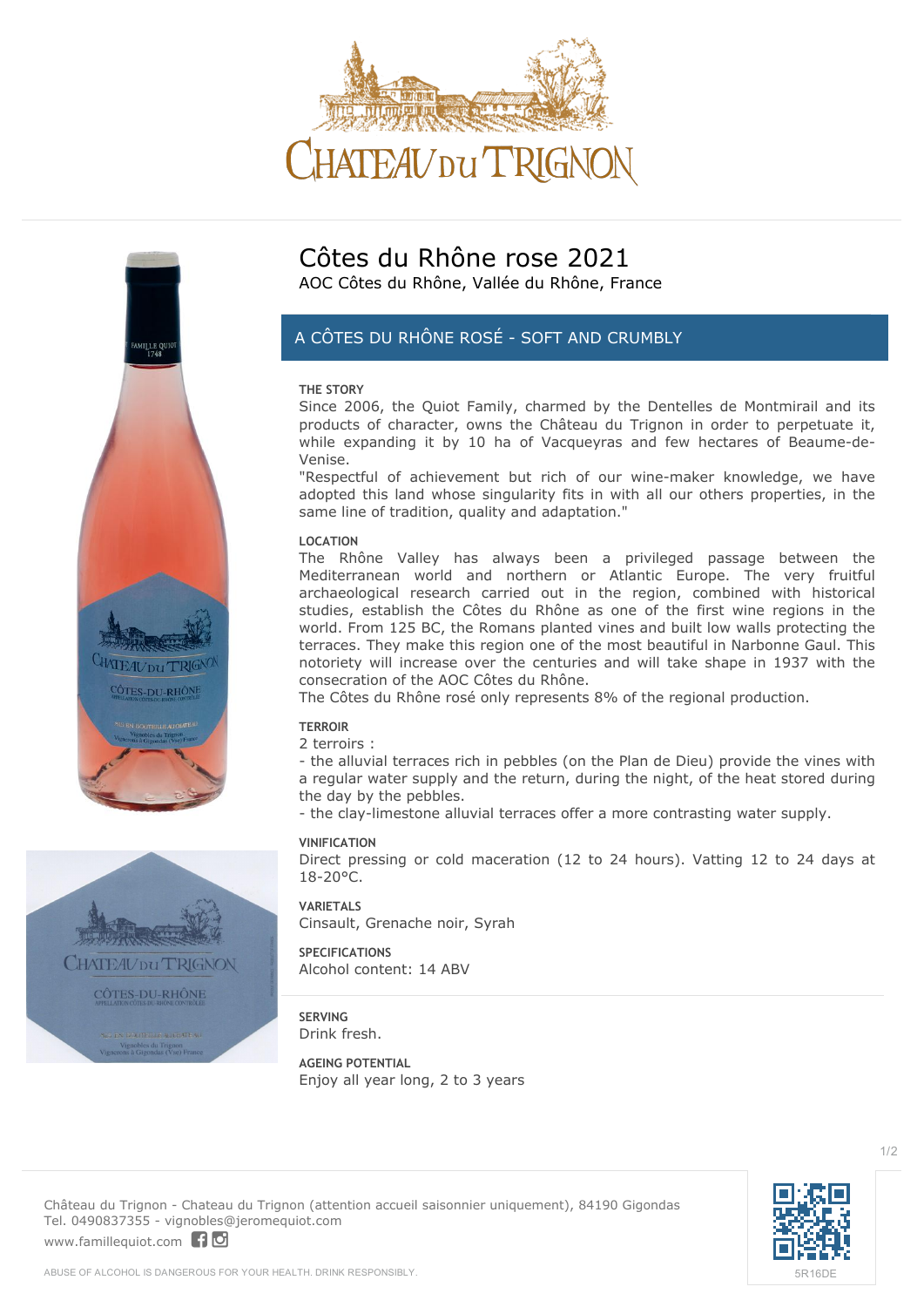# Côtes du Rhône rose 2021

AOC Côtes du Rhône, Vallée du Rhône, France

## A CÔTES DU RHÔNE ROSÉ - SOFT AND CRUMBLY

### THE STORY

Since 2006, the Quiot Family, charmed by the Dentelles de Montmirail and its products of character, owns the Château du Trignon in order to perpetuate it, while expanding it by 10 ha of Vacqueyras and few hectares of Beaume-de-Venise.

"Respectful of achievement but rich of our wine-maker knowledge, we have adopted this land whose singularity fits in with all our others properties, in the same line of tradition, quality and adaptation."

### LOCATION

The Rhône Valley has always been a privileged passage between the Mediterranean world and northern or Atlantic Europe. The very fruitful archaeological research carried out in the region, combined with historical studies, establish the Côtes du Rhône as one of the first wine regions in the world. From 125 BC, the Romans planted vines and built low walls protecting the terraces. They make this region one of the most beautiful in Narbonne Gaul. This notoriety will increase over the centuries and will take shape in 1937 with the consecration of the AOC Côtes du Rhône.

The Côtes du Rhône rosé only represents 8% of the regional production.

### TERROIR

2 terroirs :

- the alluvial terraces rich in pebbles (on the Plan de Dieu) provide the vines with a regular water supply and the return, during the night, of the heat stored during the day by the pebbles.
- the clay-limestone alluvial terraces offer a more contrasting water supply.

### VINIFICATION

Direct pressing or cold maceration (12 to 24 hours). Vatting 12 to 24 days at 18-20°C.

### VARIETALS

Cinsault, Grenache noir, Syrah

### SPECIFICATIONS

Alcohol content: 14 ABV

### SERVING

Drink fresh.

### AGEING POTENTIAL

Enjoy all year long, 2 to 3 years

Château du Trignon - Chateau du Trignon (attention accueil saisonnier uniquement), 84190 Gigondas
Tel. 0490837355 - vignobles@jeromequiot.com
www.famillequiot.com

5R16DE

ABUSE OF ALCOHOL IS DANGEROUS FOR YOUR HEALTH. DRINK RESPONSIBLY.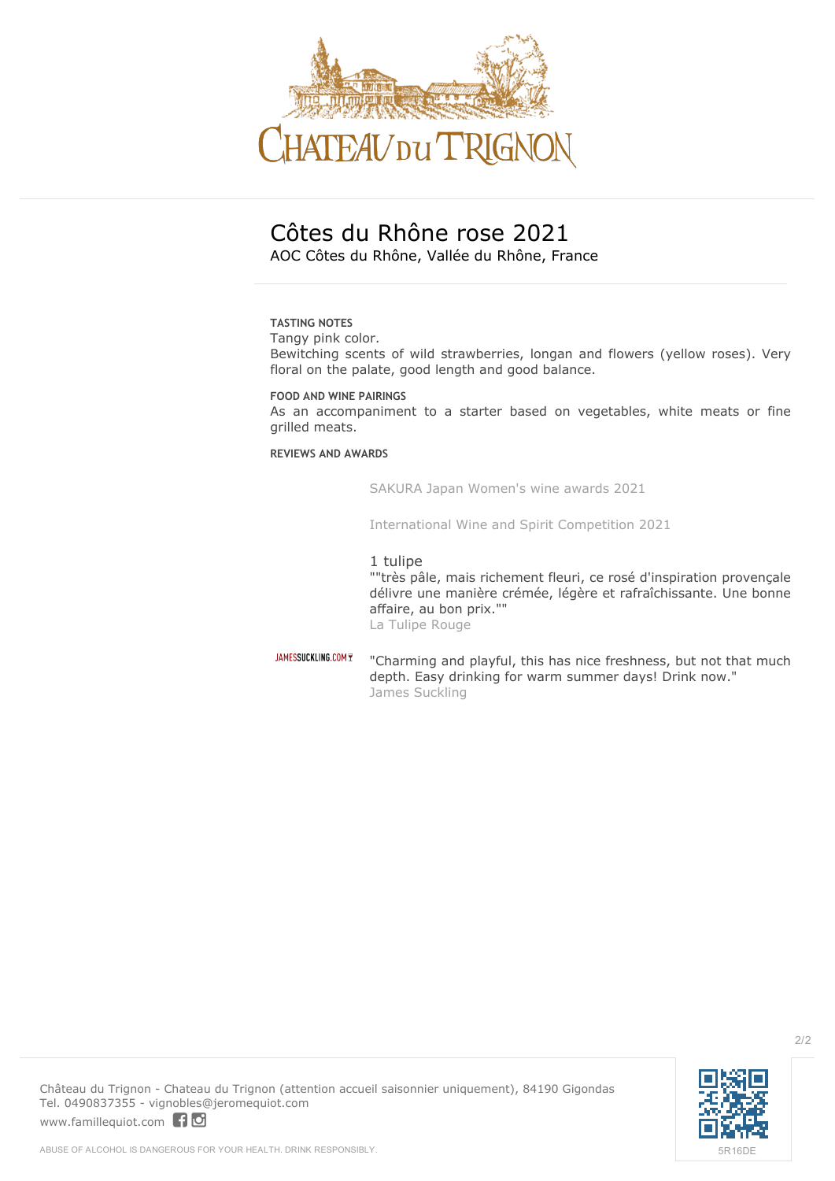CHATEAU DU TRIGNON

# Côtes du Rhône rose 2021

AOC Côtes du Rhône, Vallée du Rhône, France

**TASTING NOTES**

Tangy pink color.
Bewitching scents of wild strawberries, longan and flowers (yellow roses). Very floral on the palate, good length and good balance.

**FOOD AND WINE PAIRINGS**

As an accompaniment to a starter based on vegetables, white meats or fine grilled meats.

**REVIEWS AND AWARDS**

SAKURA Japan Women's wine awards 2021

International Wine and Spirit Competition 2021

1 tulipe
""très pâle, mais richement fleuri, ce rosé d'inspiration provençale délivre une manière crémée, légère et rafraîchissante. Une bonne affaire, au bon prix.""
La Tulipe Rouge

JAMESSUCKLING.COM

"Charming and playful, this has nice freshness, but not that much depth. Easy drinking for warm summer days! Drink now."
James Suckling

Château du Trignon - Chateau du Trignon (attention accueil saisonnier uniquement), 84190 Gigondas
Tel. 0490837355 - vignobles@jeromequiot.com
www.famillequiot.com

ABUSE OF ALCOHOL IS DANGEROUS FOR YOUR HEALTH. DRINK RESPONSIBLY.

5R16DE